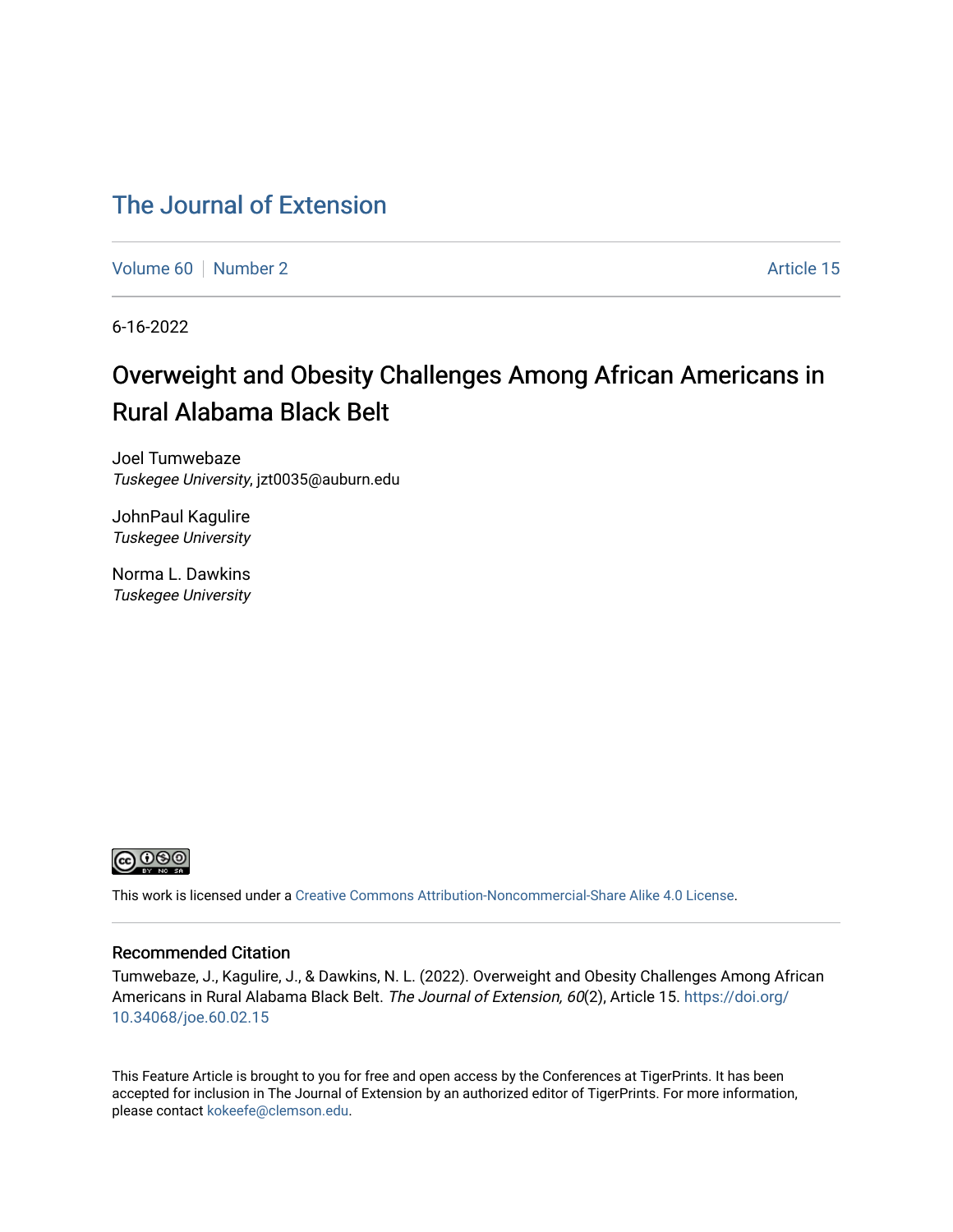# The Journal of Extension

Volume 60 | Number 2 | Article 15

6-16-2022

## Overweight and Obesity Challenges Among African Americans in Rural Alabama Black Belt

Joel Tumwebaze
*Tuskegee University*, jzt0035@auburn.edu

JohnPaul Kagulire
*Tuskegee University*

Norma L. Dawkins
*Tuskegee University*

This work is licensed under a Creative Commons Attribution-Noncommercial-Share Alike 4.0 License.

### Recommended Citation

Tumwebaze, J., Kagulire, J., & Dawkins, N. L. (2022). Overweight and Obesity Challenges Among African Americans in Rural Alabama Black Belt. *The Journal of Extension, 60*(2), Article 15. https://doi.org/10.34068/joe.60.02.15

This Feature Article is brought to you for free and open access by the Conferences at TigerPrints. It has been accepted for inclusion in The Journal of Extension by an authorized editor of TigerPrints. For more information, please contact kokeefe@clemson.edu.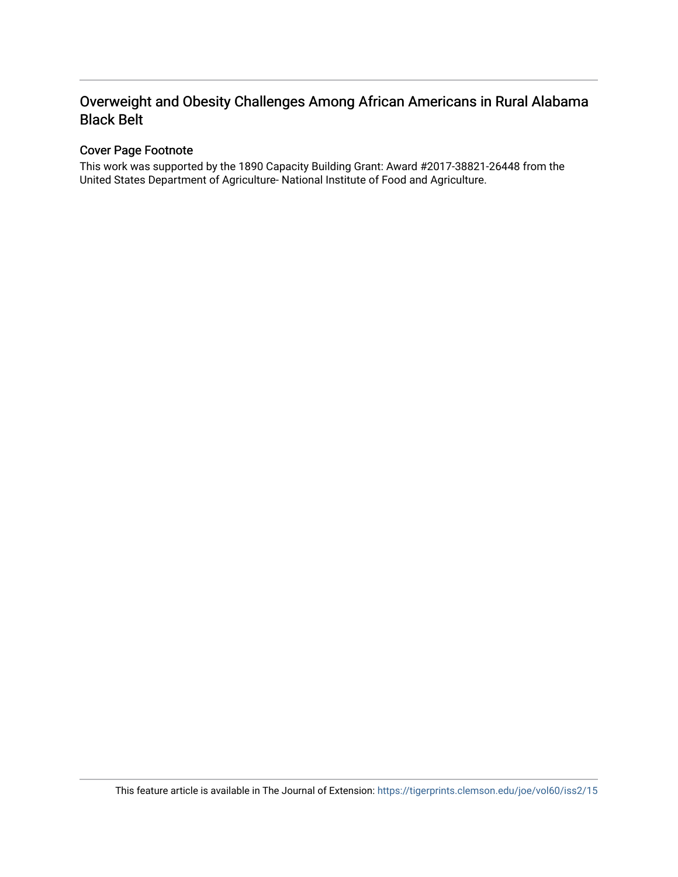# Overweight and Obesity Challenges Among African Americans in Rural Alabama Black Belt

## Cover Page Footnote

This work was supported by the 1890 Capacity Building Grant: Award #2017-38821-26448 from the United States Department of Agriculture- National Institute of Food and Agriculture.

This feature article is available in The Journal of Extension: https://tigerprints.clemson.edu/joe/vol60/iss2/15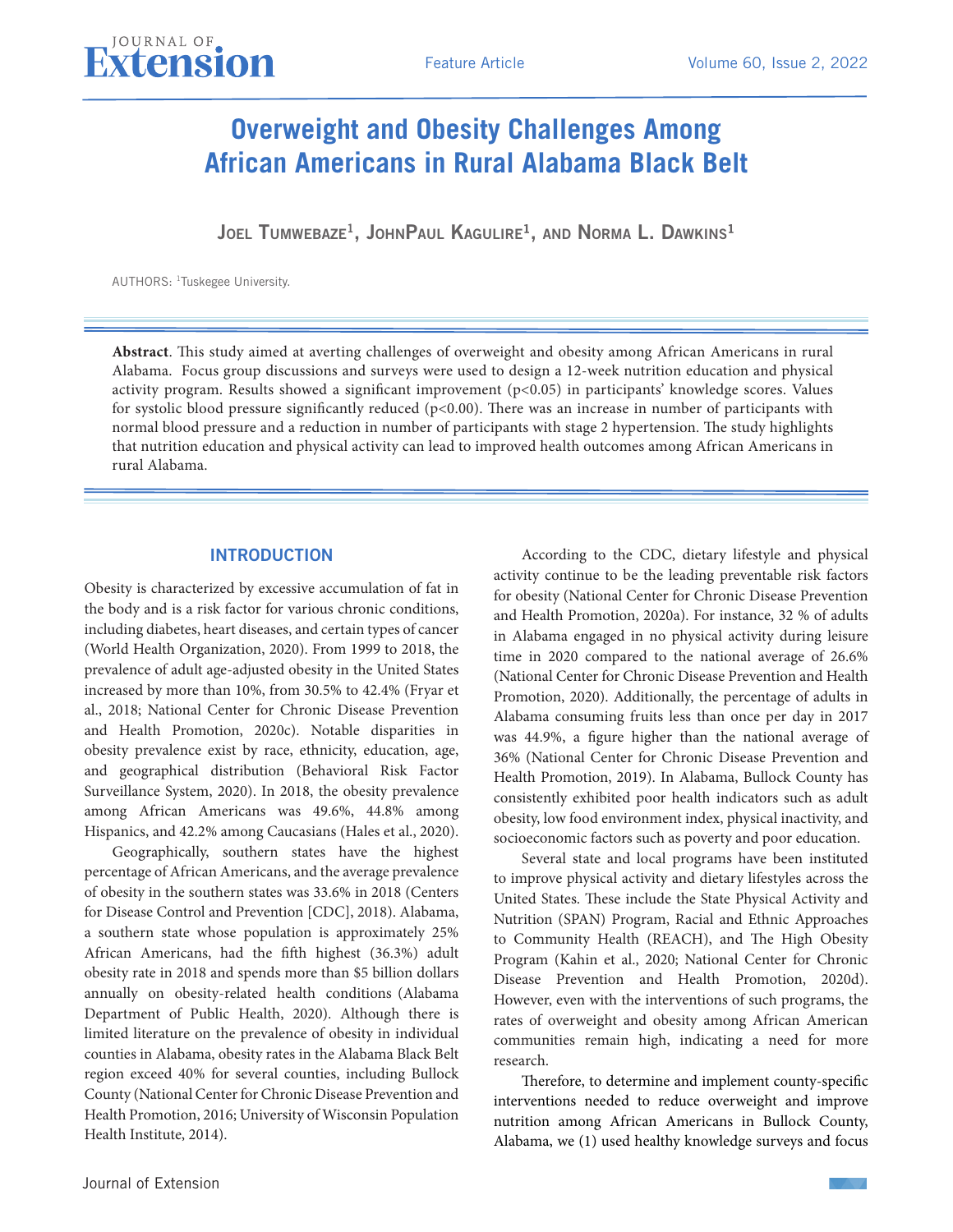# Overweight and Obesity Challenges Among African Americans in Rural Alabama Black Belt

**Joel Tumwebaze[1], JohnPaul Kagulire[1], and Norma L. Dawkins[1]**

AUTHORS: [1]Tuskegee University.

**Abstract**. This study aimed at averting challenges of overweight and obesity among African Americans in rural Alabama. Focus group discussions and surveys were used to design a 12-week nutrition education and physical activity program. Results showed a significant improvement ($p<0.05$) in participants' knowledge scores. Values for systolic blood pressure significantly reduced ($p<0.00$). There was an increase in number of participants with normal blood pressure and a reduction in number of participants with stage 2 hypertension. The study highlights that nutrition education and physical activity can lead to improved health outcomes among African Americans in rural Alabama.

## INTRODUCTION

Obesity is characterized by excessive accumulation of fat in the body and is a risk factor for various chronic conditions, including diabetes, heart diseases, and certain types of cancer (World Health Organization, 2020). From 1999 to 2018, the prevalence of adult age-adjusted obesity in the United States increased by more than 10%, from 30.5% to 42.4% (Fryar et al., 2018; National Center for Chronic Disease Prevention and Health Promotion, 2020c). Notable disparities in obesity prevalence exist by race, ethnicity, education, age, and geographical distribution (Behavioral Risk Factor Surveillance System, 2020). In 2018, the obesity prevalence among African Americans was 49.6%, 44.8% among Hispanics, and 42.2% among Caucasians (Hales et al., 2020).

Geographically, southern states have the highest percentage of African Americans, and the average prevalence of obesity in the southern states was 33.6% in 2018 (Centers for Disease Control and Prevention [CDC], 2018). Alabama, a southern state whose population is approximately 25% African Americans, had the fifth highest (36.3%) adult obesity rate in 2018 and spends more than \$5 billion dollars annually on obesity-related health conditions (Alabama Department of Public Health, 2020). Although there is limited literature on the prevalence of obesity in individual counties in Alabama, obesity rates in the Alabama Black Belt region exceed 40% for several counties, including Bullock County (National Center for Chronic Disease Prevention and Health Promotion, 2016; University of Wisconsin Population Health Institute, 2014).

According to the CDC, dietary lifestyle and physical activity continue to be the leading preventable risk factors for obesity (National Center for Chronic Disease Prevention and Health Promotion, 2020a). For instance, 32 % of adults in Alabama engaged in no physical activity during leisure time in 2020 compared to the national average of 26.6% (National Center for Chronic Disease Prevention and Health Promotion, 2020). Additionally, the percentage of adults in Alabama consuming fruits less than once per day in 2017 was 44.9%, a figure higher than the national average of 36% (National Center for Chronic Disease Prevention and Health Promotion, 2019). In Alabama, Bullock County has consistently exhibited poor health indicators such as adult obesity, low food environment index, physical inactivity, and socioeconomic factors such as poverty and poor education.

Several state and local programs have been instituted to improve physical activity and dietary lifestyles across the United States. These include the State Physical Activity and Nutrition (SPAN) Program, Racial and Ethnic Approaches to Community Health (REACH), and The High Obesity Program (Kahin et al., 2020; National Center for Chronic Disease Prevention and Health Promotion, 2020d). However, even with the interventions of such programs, the rates of overweight and obesity among African American communities remain high, indicating a need for more research.

Therefore, to determine and implement county-specific interventions needed to reduce overweight and improve nutrition among African Americans in Bullock County, Alabama, we (1) used healthy knowledge surveys and focus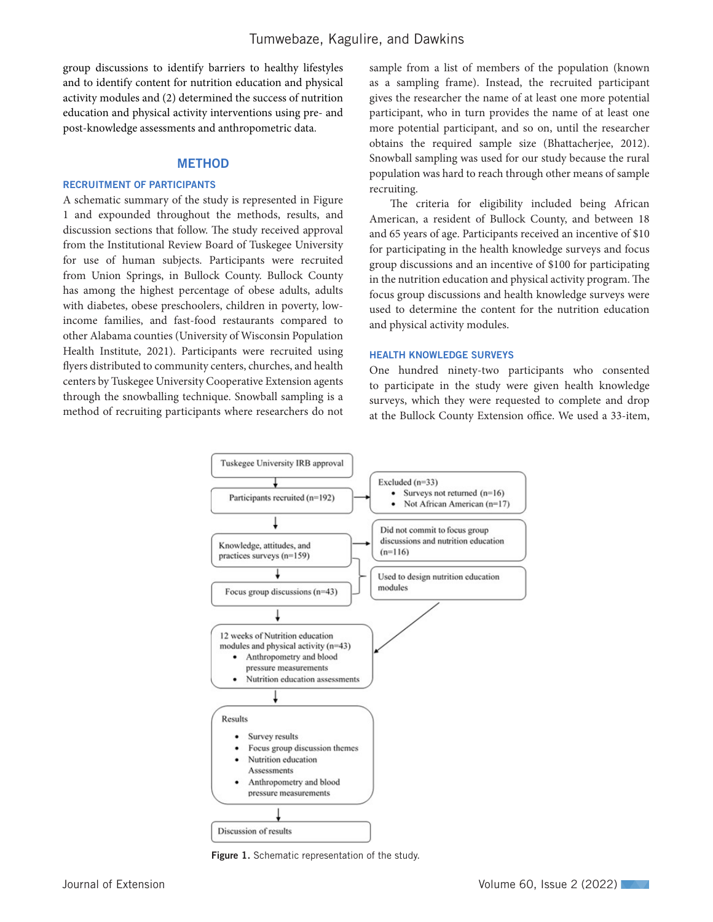group discussions to identify barriers to healthy lifestyles and to identify content for nutrition education and physical activity modules and (2) determined the success of nutrition education and physical activity interventions using pre- and post-knowledge assessments and anthropometric data.

## METHOD

### RECRUITMENT OF PARTICIPANTS

A schematic summary of the study is represented in Figure 1 and expounded throughout the methods, results, and discussion sections that follow. The study received approval from the Institutional Review Board of Tuskegee University for use of human subjects. Participants were recruited from Union Springs, in Bullock County. Bullock County has among the highest percentage of obese adults, adults with diabetes, obese preschoolers, children in poverty, low-income families, and fast-food restaurants compared to other Alabama counties (University of Wisconsin Population Health Institute, 2021). Participants were recruited using flyers distributed to community centers, churches, and health centers by Tuskegee University Cooperative Extension agents through the snowballing technique. Snowball sampling is a method of recruiting participants where researchers do not sample from a list of members of the population (known as a sampling frame). Instead, the recruited participant gives the researcher the name of at least one more potential participant, who in turn provides the name of at least one more potential participant, and so on, until the researcher obtains the required sample size (Bhattacherjee, 2012). Snowball sampling was used for our study because the rural population was hard to reach through other means of sample recruiting.

The criteria for eligibility included being African American, a resident of Bullock County, and between 18 and 65 years of age. Participants received an incentive of $10 for participating in the health knowledge surveys and focus group discussions and an incentive of $100 for participating in the nutrition education and physical activity program. The focus group discussions and health knowledge surveys were used to determine the content for the nutrition education and physical activity modules.

### HEALTH KNOWLEDGE SURVEYS

One hundred ninety-two participants who consented to participate in the study were given health knowledge surveys, which they were requested to complete and drop at the Bullock County Extension office. We used a 33-item,

Tuskegee University IRB approval

Participants recruited (n=192)

Excluded (n=33)
- Surveys not returned (n=16)
- Not African American (n=17)

Knowledge, attitudes, and practices surveys (n=159)

Did not commit to focus group discussions and nutrition education (n=116)

Focus group discussions (n=43)

Used to design nutrition education modules

12 weeks of Nutrition education modules and physical activity (n=43)
- Anthropometry and blood pressure measurements
- Nutrition education assessments

Results
- Survey results
- Focus group discussion themes
- Nutrition education Assessments
- Anthropometry and blood pressure measurements

Discussion of results

**Figure 1.** Schematic representation of the study.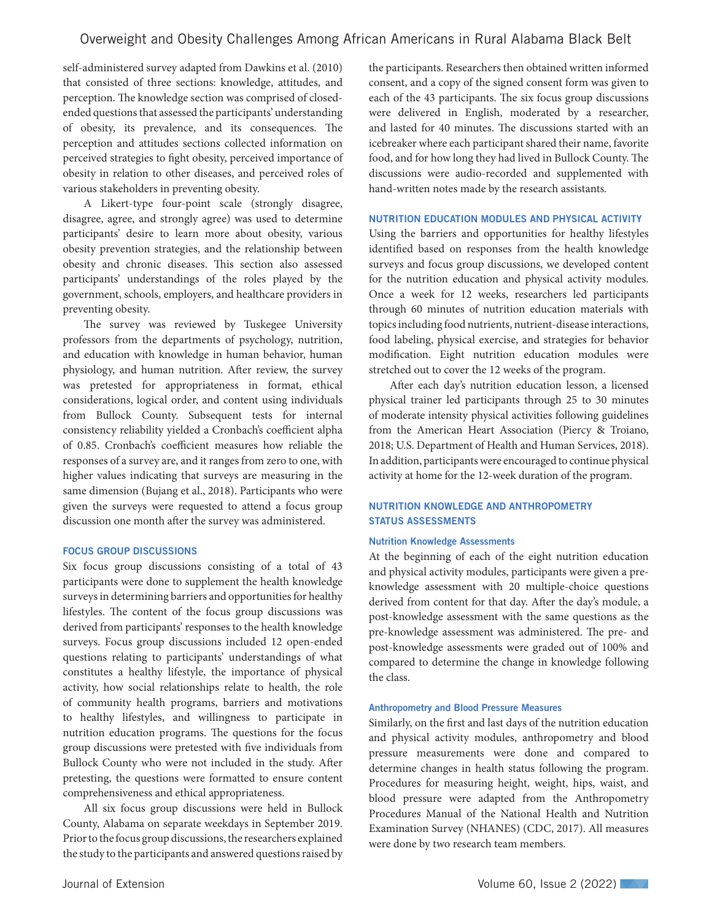self-administered survey adapted from Dawkins et al. (2010) that consisted of three sections: knowledge, attitudes, and perception. The knowledge section was comprised of closed-ended questions that assessed the participants' understanding of obesity, its prevalence, and its consequences. The perception and attitudes sections collected information on perceived strategies to fight obesity, perceived importance of obesity in relation to other diseases, and perceived roles of various stakeholders in preventing obesity.

A Likert-type four-point scale (strongly disagree, disagree, agree, and strongly agree) was used to determine participants' desire to learn more about obesity, various obesity prevention strategies, and the relationship between obesity and chronic diseases. This section also assessed participants' understandings of the roles played by the government, schools, employers, and healthcare providers in preventing obesity.

The survey was reviewed by Tuskegee University professors from the departments of psychology, nutrition, and education with knowledge in human behavior, human physiology, and human nutrition. After review, the survey was pretested for appropriateness in format, ethical considerations, logical order, and content using individuals from Bullock County. Subsequent tests for internal consistency reliability yielded a Cronbach's coefficient alpha of 0.85. Cronbach's coefficient measures how reliable the responses of a survey are, and it ranges from zero to one, with higher values indicating that surveys are measuring in the same dimension (Bujang et al., 2018). Participants who were given the surveys were requested to attend a focus group discussion one month after the survey was administered.

### FOCUS GROUP DISCUSSIONS

Six focus group discussions consisting of a total of 43 participants were done to supplement the health knowledge surveys in determining barriers and opportunities for healthy lifestyles. The content of the focus group discussions was derived from participants' responses to the health knowledge surveys. Focus group discussions included 12 open-ended questions relating to participants' understandings of what constitutes a healthy lifestyle, the importance of physical activity, how social relationships relate to health, the role of community health programs, barriers and motivations to healthy lifestyles, and willingness to participate in nutrition education programs. The questions for the focus group discussions were pretested with five individuals from Bullock County who were not included in the study. After pretesting, the questions were formatted to ensure content comprehensiveness and ethical appropriateness.

All six focus group discussions were held in Bullock County, Alabama on separate weekdays in September 2019. Prior to the focus group discussions, the researchers explained the study to the participants and answered questions raised by the participants. Researchers then obtained written informed consent, and a copy of the signed consent form was given to each of the 43 participants. The six focus group discussions were delivered in English, moderated by a researcher, and lasted for 40 minutes. The discussions started with an icebreaker where each participant shared their name, favorite food, and for how long they had lived in Bullock County. The discussions were audio-recorded and supplemented with hand-written notes made by the research assistants.

### NUTRITION EDUCATION MODULES AND PHYSICAL ACTIVITY

Using the barriers and opportunities for healthy lifestyles identified based on responses from the health knowledge surveys and focus group discussions, we developed content for the nutrition education and physical activity modules. Once a week for 12 weeks, researchers led participants through 60 minutes of nutrition education materials with topics including food nutrients, nutrient-disease interactions, food labeling, physical exercise, and strategies for behavior modification. Eight nutrition education modules were stretched out to cover the 12 weeks of the program.

After each day's nutrition education lesson, a licensed physical trainer led participants through 25 to 30 minutes of moderate intensity physical activities following guidelines from the American Heart Association (Piercy & Troiano, 2018; U.S. Department of Health and Human Services, 2018). In addition, participants were encouraged to continue physical activity at home for the 12-week duration of the program.

### NUTRITION KNOWLEDGE AND ANTHROPOMETRY STATUS ASSESSMENTS

#### Nutrition Knowledge Assessments

At the beginning of each of the eight nutrition education and physical activity modules, participants were given a pre-knowledge assessment with 20 multiple-choice questions derived from content for that day. After the day's module, a post-knowledge assessment with the same questions as the pre-knowledge assessment was administered. The pre- and post-knowledge assessments were graded out of 100% and compared to determine the change in knowledge following the class.

#### Anthropometry and Blood Pressure Measures

Similarly, on the first and last days of the nutrition education and physical activity modules, anthropometry and blood pressure measurements were done and compared to determine changes in health status following the program. Procedures for measuring height, weight, hips, waist, and blood pressure were adapted from the Anthropometry Procedures Manual of the National Health and Nutrition Examination Survey (NHANES) (CDC, 2017). All measures were done by two research team members.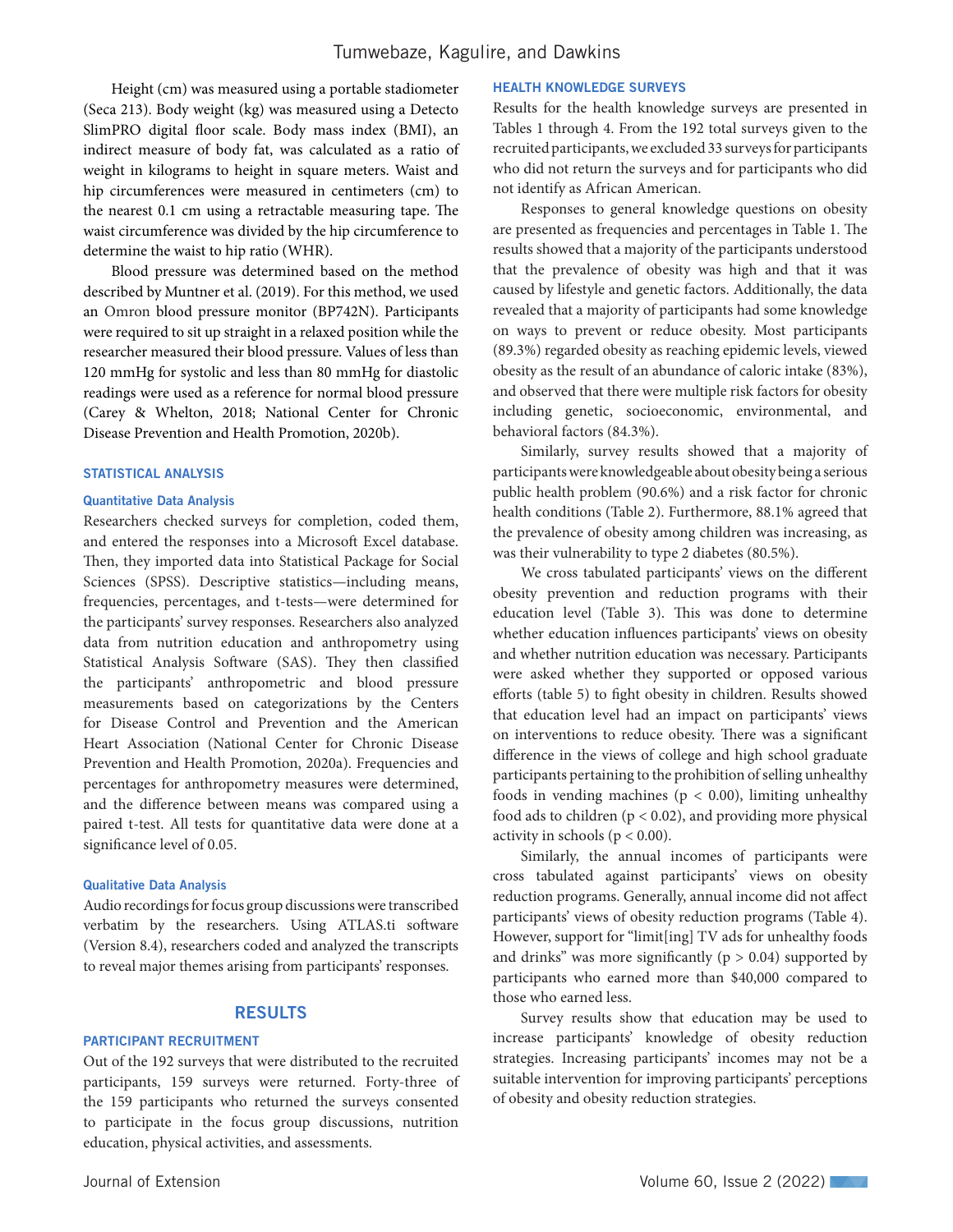Height (cm) was measured using a portable stadiometer (Seca 213). Body weight (kg) was measured using a Detecto SlimPRO digital floor scale. Body mass index (BMI), an indirect measure of body fat, was calculated as a ratio of weight in kilograms to height in square meters. Waist and hip circumferences were measured in centimeters (cm) to the nearest 0.1 cm using a retractable measuring tape. The waist circumference was divided by the hip circumference to determine the waist to hip ratio (WHR).

Blood pressure was determined based on the method described by Muntner et al. (2019). For this method, we used an Omron blood pressure monitor (BP742N). Participants were required to sit up straight in a relaxed position while the researcher measured their blood pressure. Values of less than 120 mmHg for systolic and less than 80 mmHg for diastolic readings were used as a reference for normal blood pressure (Carey & Whelton, 2018; National Center for Chronic Disease Prevention and Health Promotion, 2020b).

## STATISTICAL ANALYSIS

### Quantitative Data Analysis

Researchers checked surveys for completion, coded them, and entered the responses into a Microsoft Excel database. Then, they imported data into Statistical Package for Social Sciences (SPSS). Descriptive statistics—including means, frequencies, percentages, and t-tests—were determined for the participants' survey responses. Researchers also analyzed data from nutrition education and anthropometry using Statistical Analysis Software (SAS). They then classified the participants' anthropometric and blood pressure measurements based on categorizations by the Centers for Disease Control and Prevention and the American Heart Association (National Center for Chronic Disease Prevention and Health Promotion, 2020a). Frequencies and percentages for anthropometry measures were determined, and the difference between means was compared using a paired t-test. All tests for quantitative data were done at a significance level of 0.05.

### Qualitative Data Analysis

Audio recordings for focus group discussions were transcribed verbatim by the researchers. Using ATLAS.ti software (Version 8.4), researchers coded and analyzed the transcripts to reveal major themes arising from participants' responses.

# RESULTS

## PARTICIPANT RECRUITMENT

Out of the 192 surveys that were distributed to the recruited participants, 159 surveys were returned. Forty-three of the 159 participants who returned the surveys consented to participate in the focus group discussions, nutrition education, physical activities, and assessments.

## HEALTH KNOWLEDGE SURVEYS

Results for the health knowledge surveys are presented in Tables 1 through 4. From the 192 total surveys given to the recruited participants, we excluded 33 surveys for participants who did not return the surveys and for participants who did not identify as African American.

Responses to general knowledge questions on obesity are presented as frequencies and percentages in Table 1. The results showed that a majority of the participants understood that the prevalence of obesity was high and that it was caused by lifestyle and genetic factors. Additionally, the data revealed that a majority of participants had some knowledge on ways to prevent or reduce obesity. Most participants (89.3%) regarded obesity as reaching epidemic levels, viewed obesity as the result of an abundance of caloric intake (83%), and observed that there were multiple risk factors for obesity including genetic, socioeconomic, environmental, and behavioral factors (84.3%).

Similarly, survey results showed that a majority of participants were knowledgeable about obesity being a serious public health problem (90.6%) and a risk factor for chronic health conditions (Table 2). Furthermore, 88.1% agreed that the prevalence of obesity among children was increasing, as was their vulnerability to type 2 diabetes (80.5%).

We cross tabulated participants' views on the different obesity prevention and reduction programs with their education level (Table 3). This was done to determine whether education influences participants' views on obesity and whether nutrition education was necessary. Participants were asked whether they supported or opposed various efforts (table 5) to fight obesity in children. Results showed that education level had an impact on participants' views on interventions to reduce obesity. There was a significant difference in the views of college and high school graduate participants pertaining to the prohibition of selling unhealthy foods in vending machines ($p < 0.00$), limiting unhealthy food ads to children ($p < 0.02$), and providing more physical activity in schools ($p < 0.00$).

Similarly, the annual incomes of participants were cross tabulated against participants' views on obesity reduction programs. Generally, annual income did not affect participants' views of obesity reduction programs (Table 4). However, support for "limit[ing] TV ads for unhealthy foods and drinks" was more significantly ($p > 0.04$) supported by participants who earned more than $40,000 compared to those who earned less.

Survey results show that education may be used to increase participants' knowledge of obesity reduction strategies. Increasing participants' incomes may not be a suitable intervention for improving participants' perceptions of obesity and obesity reduction strategies.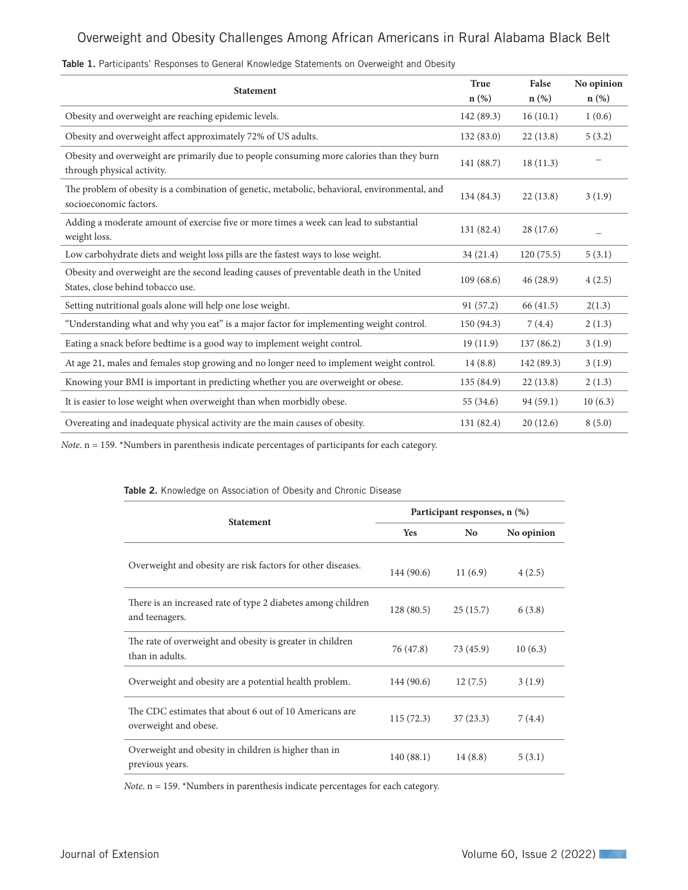**Table 1.** Participants' Responses to General Knowledge Statements on Overweight and Obesity

| Statement | True n (%) | False n (%) | No opinion n (%) |
|---|---|---|---|
| Obesity and overweight are reaching epidemic levels. | 142 (89.3) | 16 (10.1) | 1 (0.6) |
| Obesity and overweight affect approximately 72% of US adults. | 132 (83.0) | 22 (13.8) | 5 (3.2) |
| Obesity and overweight are primarily due to people consuming more calories than they burn through physical activity. | 141 (88.7) | 18 (11.3) | – |
| The problem of obesity is a combination of genetic, metabolic, behavioral, environmental, and socioeconomic factors. | 134 (84.3) | 22 (13.8) | 3 (1.9) |
| Adding a moderate amount of exercise five or more times a week can lead to substantial weight loss. | 131 (82.4) | 28 (17.6) | _ |
| Low carbohydrate diets and weight loss pills are the fastest ways to lose weight. | 34 (21.4) | 120 (75.5) | 5 (3.1) |
| Obesity and overweight are the second leading causes of preventable death in the United States, close behind tobacco use. | 109 (68.6) | 46 (28.9) | 4 (2.5) |
| Setting nutritional goals alone will help one lose weight. | 91 (57.2) | 66 (41.5) | 2(1.3) |
| "Understanding what and why you eat" is a major factor for implementing weight control. | 150 (94.3) | 7 (4.4) | 2 (1.3) |
| Eating a snack before bedtime is a good way to implement weight control. | 19 (11.9) | 137 (86.2) | 3 (1.9) |
| At age 21, males and females stop growing and no longer need to implement weight control. | 14 (8.8) | 142 (89.3) | 3 (1.9) |
| Knowing your BMI is important in predicting whether you are overweight or obese. | 135 (84.9) | 22 (13.8) | 2 (1.3) |
| It is easier to lose weight when overweight than when morbidly obese. | 55 (34.6) | 94 (59.1) | 10 (6.3) |
| Overeating and inadequate physical activity are the main causes of obesity. | 131 (82.4) | 20 (12.6) | 8 (5.0) |

*Note*. n = 159. *Numbers in parenthesis indicate percentages of participants for each category.

**Table 2.** Knowledge on Association of Obesity and Chronic Disease

| Statement | Participant responses, n (%) | | |
|---|---|---|---|
| | Yes | No | No opinion |
| Overweight and obesity are risk factors for other diseases. | 144 (90.6) | 11 (6.9) | 4 (2.5) |
| There is an increased rate of type 2 diabetes among children and teenagers. | 128 (80.5) | 25 (15.7) | 6 (3.8) |
| The rate of overweight and obesity is greater in children than in adults. | 76 (47.8) | 73 (45.9) | 10 (6.3) |
| Overweight and obesity are a potential health problem. | 144 (90.6) | 12 (7.5) | 3 (1.9) |
| The CDC estimates that about 6 out of 10 Americans are overweight and obese. | 115 (72.3) | 37 (23.3) | 7 (4.4) |
| Overweight and obesity in children is higher than in previous years. | 140 (88.1) | 14 (8.8) | 5 (3.1) |

*Note*. n = 159. *Numbers in parenthesis indicate percentages for each category.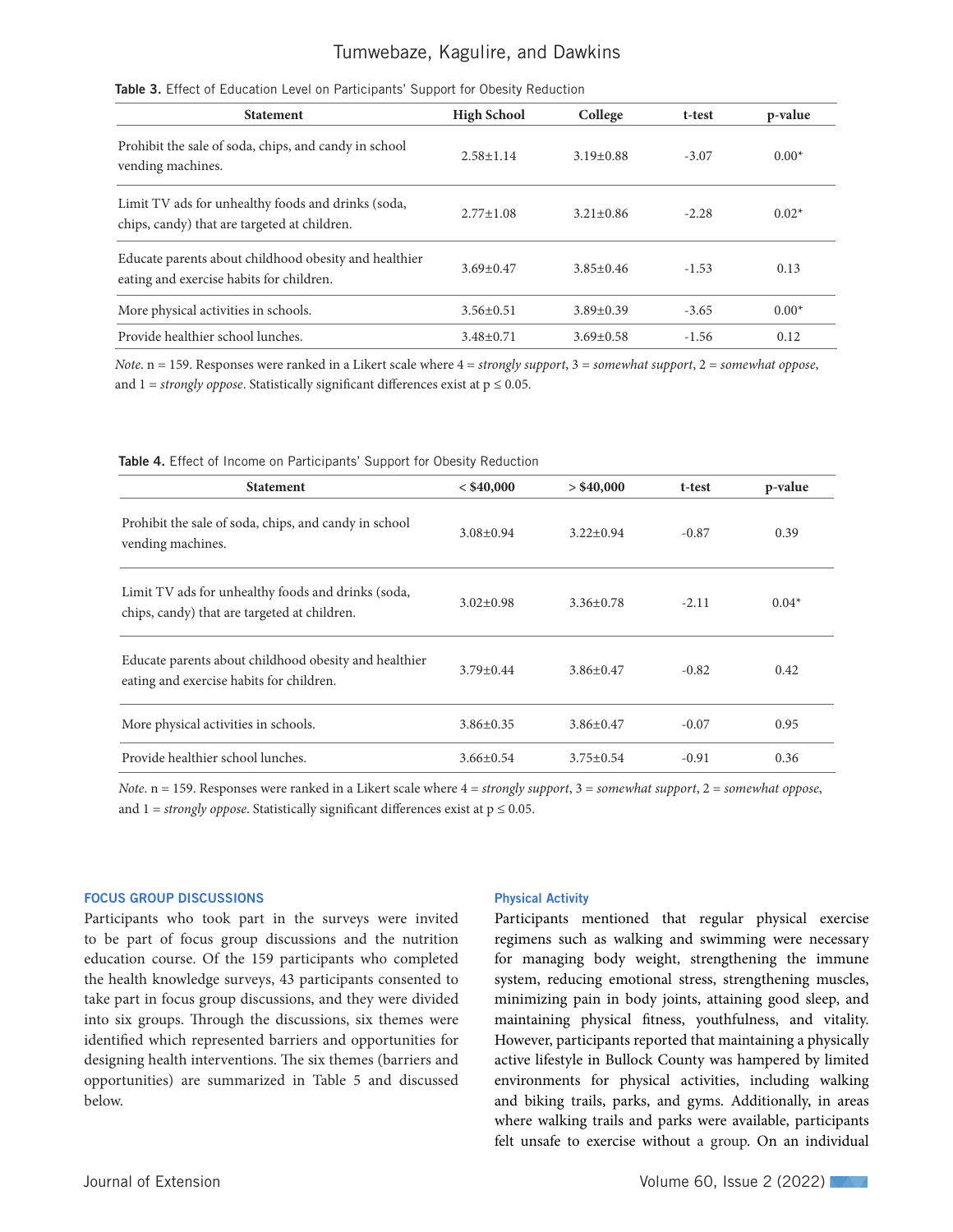**Table 3.** Effect of Education Level on Participants' Support for Obesity Reduction

| Statement | High School | College | t-test | p-value |
|---|---|---|---|---|
| Prohibit the sale of soda, chips, and candy in school vending machines. | 2.58±1.14 | 3.19±0.88 | -3.07 | 0.00* |
| Limit TV ads for unhealthy foods and drinks (soda, chips, candy) that are targeted at children. | 2.77±1.08 | 3.21±0.86 | -2.28 | 0.02* |
| Educate parents about childhood obesity and healthier eating and exercise habits for children. | 3.69±0.47 | 3.85±0.46 | -1.53 | 0.13 |
| More physical activities in schools. | 3.56±0.51 | 3.89±0.39 | -3.65 | 0.00* |
| Provide healthier school lunches. | 3.48±0.71 | 3.69±0.58 | -1.56 | 0.12 |

*Note*. n = 159. Responses were ranked in a Likert scale where 4 = *strongly support*, 3 = *somewhat support*, 2 = *somewhat oppose*, and 1 = *strongly oppose*. Statistically significant differences exist at $p \leq 0.05$.

**Table 4.** Effect of Income on Participants' Support for Obesity Reduction

| Statement | < $40,000 | > $40,000 | t-test | p-value |
|---|---|---|---|---|
| Prohibit the sale of soda, chips, and candy in school vending machines. | 3.08±0.94 | 3.22±0.94 | -0.87 | 0.39 |
| Limit TV ads for unhealthy foods and drinks (soda, chips, candy) that are targeted at children. | 3.02±0.98 | 3.36±0.78 | -2.11 | 0.04* |
| Educate parents about childhood obesity and healthier eating and exercise habits for children. | 3.79±0.44 | 3.86±0.47 | -0.82 | 0.42 |
| More physical activities in schools. | 3.86±0.35 | 3.86±0.47 | -0.07 | 0.95 |
| Provide healthier school lunches. | 3.66±0.54 | 3.75±0.54 | -0.91 | 0.36 |

*Note*. n = 159. Responses were ranked in a Likert scale where 4 = *strongly support*, 3 = *somewhat support*, 2 = *somewhat oppose*, and 1 = *strongly oppose*. Statistically significant differences exist at $p \leq 0.05$.

## FOCUS GROUP DISCUSSIONS

Participants who took part in the surveys were invited to be part of focus group discussions and the nutrition education course. Of the 159 participants who completed the health knowledge surveys, 43 participants consented to take part in focus group discussions, and they were divided into six groups. Through the discussions, six themes were identified which represented barriers and opportunities for designing health interventions. The six themes (barriers and opportunities) are summarized in Table 5 and discussed below.

### Physical Activity

Participants mentioned that regular physical exercise regimens such as walking and swimming were necessary for managing body weight, strengthening the immune system, reducing emotional stress, strengthening muscles, minimizing pain in body joints, attaining good sleep, and maintaining physical fitness, youthfulness, and vitality. However, participants reported that maintaining a physically active lifestyle in Bullock County was hampered by limited environments for physical activities, including walking and biking trails, parks, and gyms. Additionally, in areas where walking trails and parks were available, participants felt unsafe to exercise without a group. On an individual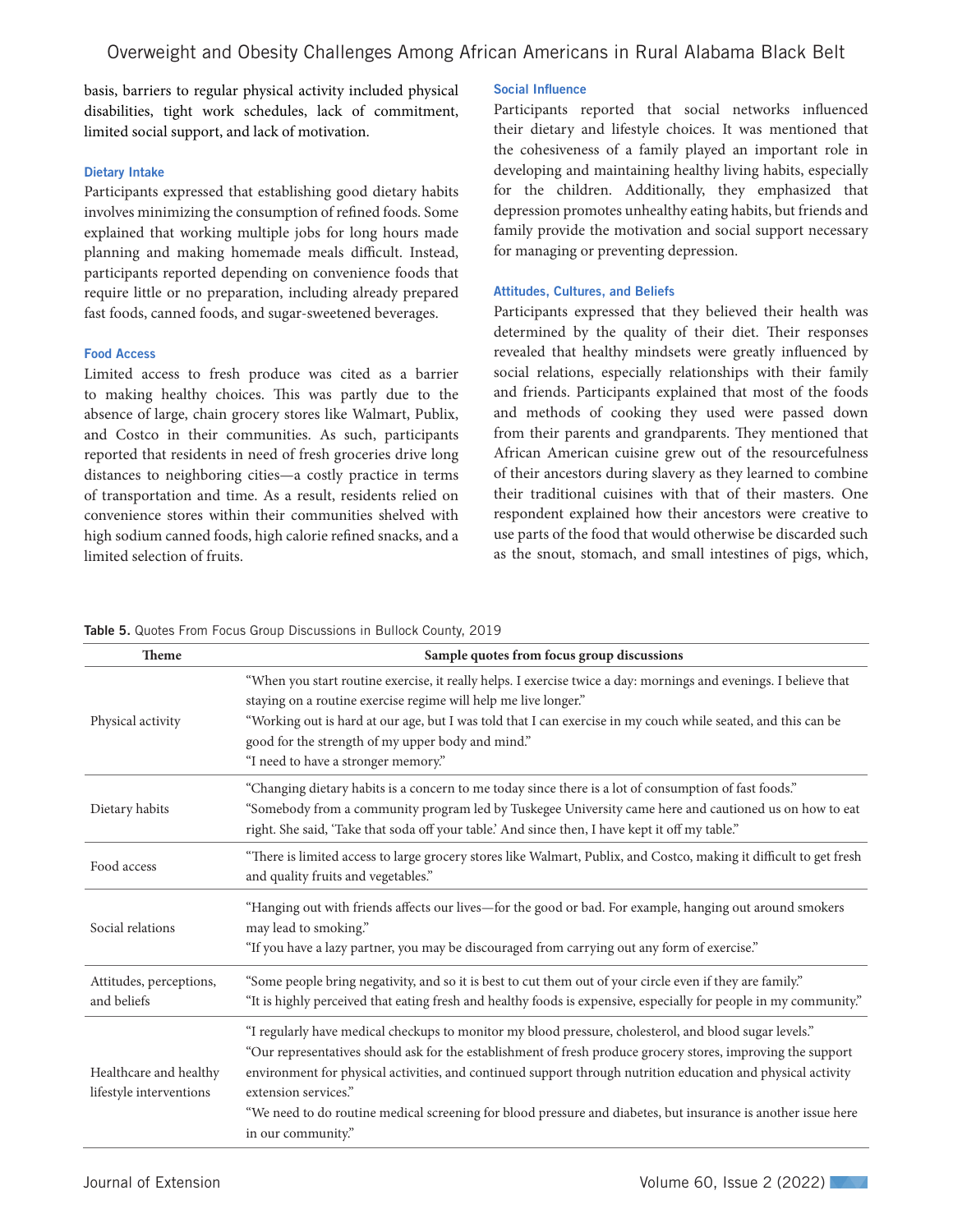basis, barriers to regular physical activity included physical disabilities, tight work schedules, lack of commitment, limited social support, and lack of motivation.

### Dietary Intake

Participants expressed that establishing good dietary habits involves minimizing the consumption of refined foods. Some explained that working multiple jobs for long hours made planning and making homemade meals difficult. Instead, participants reported depending on convenience foods that require little or no preparation, including already prepared fast foods, canned foods, and sugar-sweetened beverages.

### Food Access

Limited access to fresh produce was cited as a barrier to making healthy choices. This was partly due to the absence of large, chain grocery stores like Walmart, Publix, and Costco in their communities. As such, participants reported that residents in need of fresh groceries drive long distances to neighboring cities—a costly practice in terms of transportation and time. As a result, residents relied on convenience stores within their communities shelved with high sodium canned foods, high calorie refined snacks, and a limited selection of fruits.

### Social Influence

Participants reported that social networks influenced their dietary and lifestyle choices. It was mentioned that the cohesiveness of a family played an important role in developing and maintaining healthy living habits, especially for the children. Additionally, they emphasized that depression promotes unhealthy eating habits, but friends and family provide the motivation and social support necessary for managing or preventing depression.

### Attitudes, Cultures, and Beliefs

Participants expressed that they believed their health was determined by the quality of their diet. Their responses revealed that healthy mindsets were greatly influenced by social relations, especially relationships with their family and friends. Participants explained that most of the foods and methods of cooking they used were passed down from their parents and grandparents. They mentioned that African American cuisine grew out of the resourcefulness of their ancestors during slavery as they learned to combine their traditional cuisines with that of their masters. One respondent explained how their ancestors were creative to use parts of the food that would otherwise be discarded such as the snout, stomach, and small intestines of pigs, which,

**Table 5.** Quotes From Focus Group Discussions in Bullock County, 2019

| Theme | Sample quotes from focus group discussions |
|---|---|
| Physical activity | "When you start routine exercise, it really helps. I exercise twice a day: mornings and evenings. I believe that staying on a routine exercise regime will help me live longer." "Working out is hard at our age, but I was told that I can exercise in my couch while seated, and this can be good for the strength of my upper body and mind." "I need to have a stronger memory." |
| Dietary habits | "Changing dietary habits is a concern to me today since there is a lot of consumption of fast foods." "Somebody from a community program led by Tuskegee University came here and cautioned us on how to eat right. She said, 'Take that soda off your table.' And since then, I have kept it off my table." |
| Food access | "There is limited access to large grocery stores like Walmart, Publix, and Costco, making it difficult to get fresh and quality fruits and vegetables." |
| Social relations | "Hanging out with friends affects our lives—for the good or bad. For example, hanging out around smokers may lead to smoking." "If you have a lazy partner, you may be discouraged from carrying out any form of exercise." |
| Attitudes, perceptions, and beliefs | "Some people bring negativity, and so it is best to cut them out of your circle even if they are family." "It is highly perceived that eating fresh and healthy foods is expensive, especially for people in my community." |
| Healthcare and healthy lifestyle interventions | "I regularly have medical checkups to monitor my blood pressure, cholesterol, and blood sugar levels." "Our representatives should ask for the establishment of fresh produce grocery stores, improving the support environment for physical activities, and continued support through nutrition education and physical activity extension services." "We need to do routine medical screening for blood pressure and diabetes, but insurance is another issue here in our community." |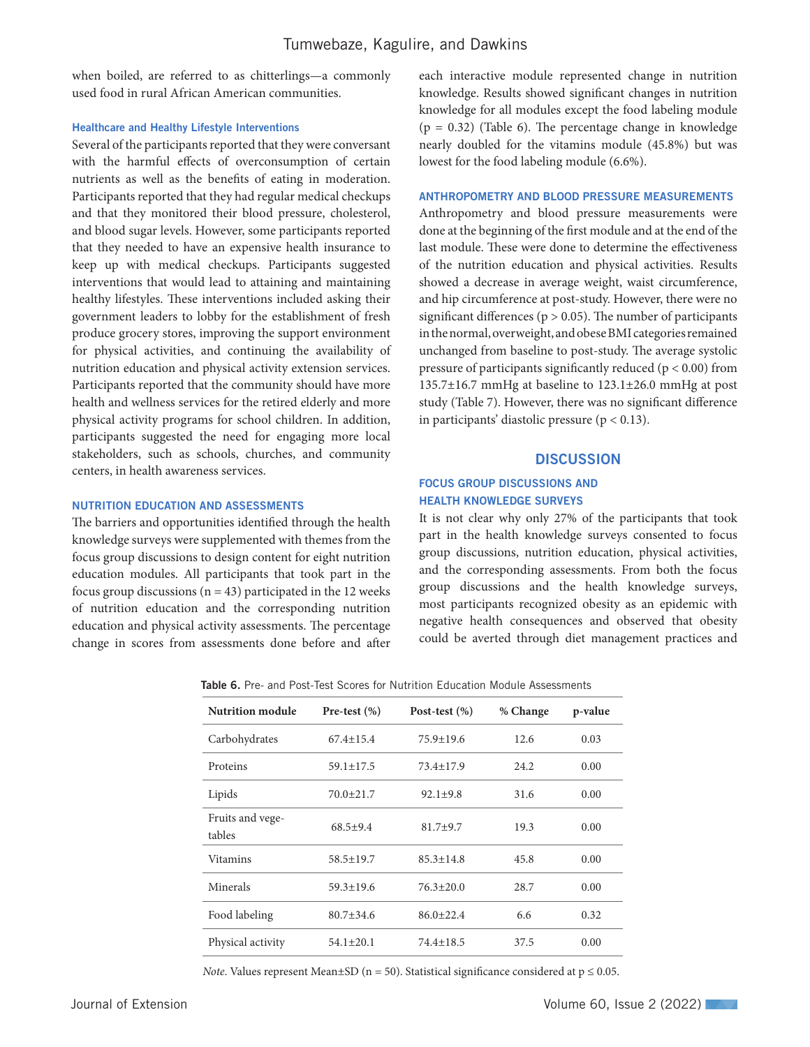when boiled, are referred to as chitterlings—a commonly used food in rural African American communities.

### Healthcare and Healthy Lifestyle Interventions

Several of the participants reported that they were conversant with the harmful effects of overconsumption of certain nutrients as well as the benefits of eating in moderation. Participants reported that they had regular medical checkups and that they monitored their blood pressure, cholesterol, and blood sugar levels. However, some participants reported that they needed to have an expensive health insurance to keep up with medical checkups. Participants suggested interventions that would lead to attaining and maintaining healthy lifestyles. These interventions included asking their government leaders to lobby for the establishment of fresh produce grocery stores, improving the support environment for physical activities, and continuing the availability of nutrition education and physical activity extension services. Participants reported that the community should have more health and wellness services for the retired elderly and more physical activity programs for school children. In addition, participants suggested the need for engaging more local stakeholders, such as schools, churches, and community centers, in health awareness services.

## NUTRITION EDUCATION AND ASSESSMENTS

The barriers and opportunities identified through the health knowledge surveys were supplemented with themes from the focus group discussions to design content for eight nutrition education modules. All participants that took part in the focus group discussions ($n = 43$) participated in the 12 weeks of nutrition education and the corresponding nutrition education and physical activity assessments. The percentage change in scores from assessments done before and after each interactive module represented change in nutrition knowledge. Results showed significant changes in nutrition knowledge for all modules except the food labeling module ($p = 0.32$) (Table 6). The percentage change in knowledge nearly doubled for the vitamins module (45.8%) but was lowest for the food labeling module (6.6%).

## ANTHROPOMETRY AND BLOOD PRESSURE MEASUREMENTS

Anthropometry and blood pressure measurements were done at the beginning of the first module and at the end of the last module. These were done to determine the effectiveness of the nutrition education and physical activities. Results showed a decrease in average weight, waist circumference, and hip circumference at post-study. However, there were no significant differences ($p > 0.05$). The number of participants in the normal, overweight, and obese BMI categories remained unchanged from baseline to post-study. The average systolic pressure of participants significantly reduced ($p < 0.00$) from 135.7±16.7 mmHg at baseline to 123.1±26.0 mmHg at post study (Table 7). However, there was no significant difference in participants' diastolic pressure ($p < 0.13$).

# DISCUSSION

## FOCUS GROUP DISCUSSIONS AND HEALTH KNOWLEDGE SURVEYS

It is not clear why only 27% of the participants that took part in the health knowledge surveys consented to focus group discussions, nutrition education, physical activities, and the corresponding assessments. From both the focus group discussions and the health knowledge surveys, most participants recognized obesity as an epidemic with negative health consequences and observed that obesity could be averted through diet management practices and

**Table 6.** Pre- and Post-Test Scores for Nutrition Education Module Assessments

| Nutrition module | Pre-test (%) | Post-test (%) | % Change | p-value |
|---|---|---|---|---|
| Carbohydrates | 67.4±15.4 | 75.9±19.6 | 12.6 | 0.03 |
| Proteins | 59.1±17.5 | 73.4±17.9 | 24.2 | 0.00 |
| Lipids | 70.0±21.7 | 92.1±9.8 | 31.6 | 0.00 |
| Fruits and vegetables | 68.5±9.4 | 81.7±9.7 | 19.3 | 0.00 |
| Vitamins | 58.5±19.7 | 85.3±14.8 | 45.8 | 0.00 |
| Minerals | 59.3±19.6 | 76.3±20.0 | 28.7 | 0.00 |
| Food labeling | 80.7±34.6 | 86.0±22.4 | 6.6 | 0.32 |
| Physical activity | 54.1±20.1 | 74.4±18.5 | 37.5 | 0.00 |

*Note.* Values represent Mean±SD ($n = 50$). Statistical significance considered at $p \leq 0.05$.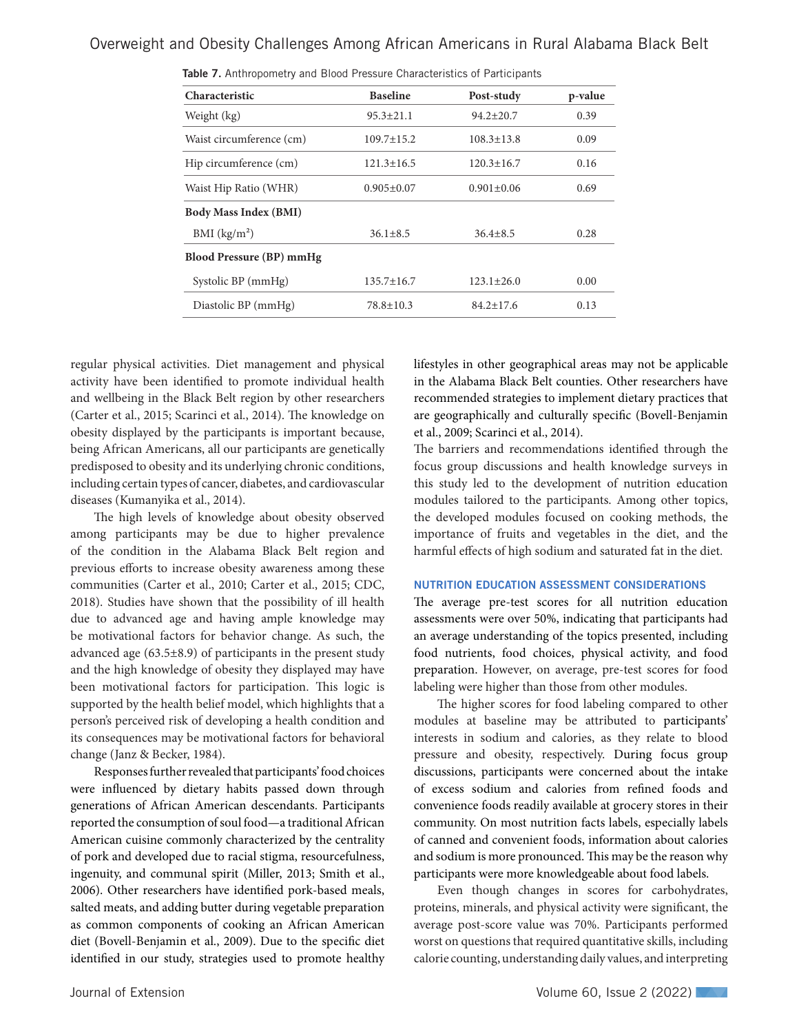**Table 7.** Anthropometry and Blood Pressure Characteristics of Participants

| Characteristic | Baseline | Post-study | p-value |
|---|---|---|---|
| Weight (kg) | 95.3±21.1 | 94.2±20.7 | 0.39 |
| Waist circumference (cm) | 109.7±15.2 | 108.3±13.8 | 0.09 |
| Hip circumference (cm) | 121.3±16.5 | 120.3±16.7 | 0.16 |
| Waist Hip Ratio (WHR) | 0.905±0.07 | 0.901±0.06 | 0.69 |
| **Body Mass Index (BMI)** | | | |
| BMI ($kg/m^2$) | 36.1±8.5 | 36.4±8.5 | 0.28 |
| **Blood Pressure (BP) mmHg** | | | |
| Systolic BP (mmHg) | 135.7±16.7 | 123.1±26.0 | 0.00 |
| Diastolic BP (mmHg) | 78.8±10.3 | 84.2±17.6 | 0.13 |

regular physical activities. Diet management and physical activity have been identified to promote individual health and wellbeing in the Black Belt region by other researchers (Carter et al., 2015; Scarinci et al., 2014). The knowledge on obesity displayed by the participants is important because, being African Americans, all our participants are genetically predisposed to obesity and its underlying chronic conditions, including certain types of cancer, diabetes, and cardiovascular diseases (Kumanyika et al., 2014).

The high levels of knowledge about obesity observed among participants may be due to higher prevalence of the condition in the Alabama Black Belt region and previous efforts to increase obesity awareness among these communities (Carter et al., 2010; Carter et al., 2015; CDC, 2018). Studies have shown that the possibility of ill health due to advanced age and having ample knowledge may be motivational factors for behavior change. As such, the advanced age (63.5±8.9) of participants in the present study and the high knowledge of obesity they displayed may have been motivational factors for participation. This logic is supported by the health belief model, which highlights that a person's perceived risk of developing a health condition and its consequences may be motivational factors for behavioral change (Janz & Becker, 1984).

Responses further revealed that participants' food choices were influenced by dietary habits passed down through generations of African American descendants. Participants reported the consumption of soul food—a traditional African American cuisine commonly characterized by the centrality of pork and developed due to racial stigma, resourcefulness, ingenuity, and communal spirit (Miller, 2013; Smith et al., 2006). Other researchers have identified pork-based meals, salted meats, and adding butter during vegetable preparation as common components of cooking an African American diet (Bovell-Benjamin et al., 2009). Due to the specific diet identified in our study, strategies used to promote healthy lifestyles in other geographical areas may not be applicable in the Alabama Black Belt counties. Other researchers have recommended strategies to implement dietary practices that are geographically and culturally specific (Bovell-Benjamin et al., 2009; Scarinci et al., 2014).

The barriers and recommendations identified through the focus group discussions and health knowledge surveys in this study led to the development of nutrition education modules tailored to the participants. Among other topics, the developed modules focused on cooking methods, the importance of fruits and vegetables in the diet, and the harmful effects of high sodium and saturated fat in the diet.

### NUTRITION EDUCATION ASSESSMENT CONSIDERATIONS

The average pre-test scores for all nutrition education assessments were over 50%, indicating that participants had an average understanding of the topics presented, including food nutrients, food choices, physical activity, and food preparation. However, on average, pre-test scores for food labeling were higher than those from other modules.

The higher scores for food labeling compared to other modules at baseline may be attributed to participants' interests in sodium and calories, as they relate to blood pressure and obesity, respectively. During focus group discussions, participants were concerned about the intake of excess sodium and calories from refined foods and convenience foods readily available at grocery stores in their community. On most nutrition facts labels, especially labels of canned and convenient foods, information about calories and sodium is more pronounced. This may be the reason why participants were more knowledgeable about food labels.

Even though changes in scores for carbohydrates, proteins, minerals, and physical activity were significant, the average post-score value was 70%. Participants performed worst on questions that required quantitative skills, including calorie counting, understanding daily values, and interpreting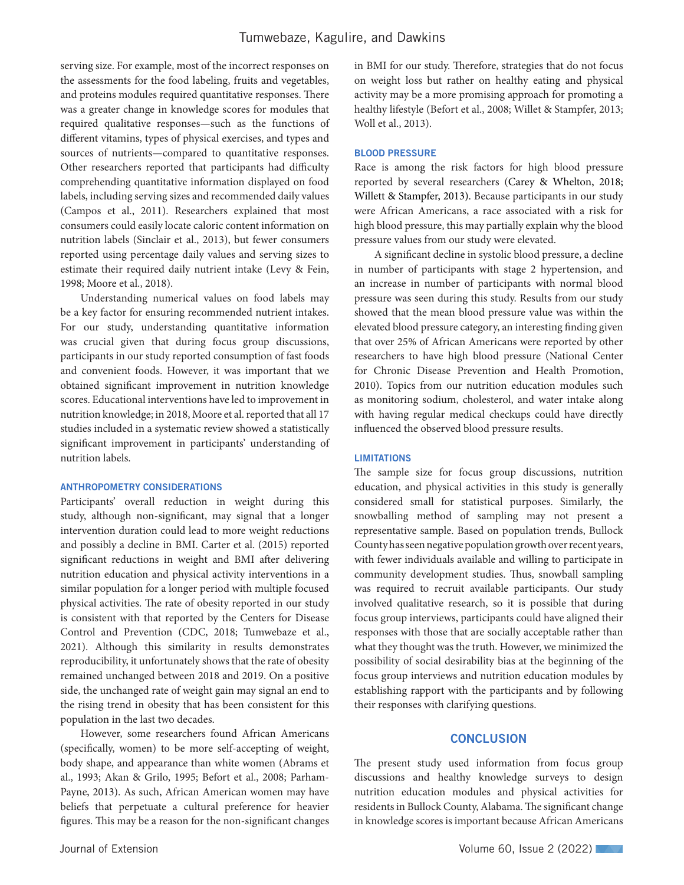serving size. For example, most of the incorrect responses on the assessments for the food labeling, fruits and vegetables, and proteins modules required quantitative responses. There was a greater change in knowledge scores for modules that required qualitative responses—such as the functions of different vitamins, types of physical exercises, and types and sources of nutrients—compared to quantitative responses. Other researchers reported that participants had difficulty comprehending quantitative information displayed on food labels, including serving sizes and recommended daily values (Campos et al., 2011). Researchers explained that most consumers could easily locate caloric content information on nutrition labels (Sinclair et al., 2013), but fewer consumers reported using percentage daily values and serving sizes to estimate their required daily nutrient intake (Levy & Fein, 1998; Moore et al., 2018).

Understanding numerical values on food labels may be a key factor for ensuring recommended nutrient intakes. For our study, understanding quantitative information was crucial given that during focus group discussions, participants in our study reported consumption of fast foods and convenient foods. However, it was important that we obtained significant improvement in nutrition knowledge scores. Educational interventions have led to improvement in nutrition knowledge; in 2018, Moore et al. reported that all 17 studies included in a systematic review showed a statistically significant improvement in participants' understanding of nutrition labels.

### ANTHROPOMETRY CONSIDERATIONS

Participants' overall reduction in weight during this study, although non-significant, may signal that a longer intervention duration could lead to more weight reductions and possibly a decline in BMI. Carter et al. (2015) reported significant reductions in weight and BMI after delivering nutrition education and physical activity interventions in a similar population for a longer period with multiple focused physical activities. The rate of obesity reported in our study is consistent with that reported by the Centers for Disease Control and Prevention (CDC, 2018; Tumwebaze et al., 2021). Although this similarity in results demonstrates reproducibility, it unfortunately shows that the rate of obesity remained unchanged between 2018 and 2019. On a positive side, the unchanged rate of weight gain may signal an end to the rising trend in obesity that has been consistent for this population in the last two decades.

However, some researchers found African Americans (specifically, women) to be more self-accepting of weight, body shape, and appearance than white women (Abrams et al., 1993; Akan & Grilo, 1995; Befort et al., 2008; Parham-Payne, 2013). As such, African American women may have beliefs that perpetuate a cultural preference for heavier figures. This may be a reason for the non-significant changes in BMI for our study. Therefore, strategies that do not focus on weight loss but rather on healthy eating and physical activity may be a more promising approach for promoting a healthy lifestyle (Befort et al., 2008; Willet & Stampfer, 2013; Woll et al., 2013).

### BLOOD PRESSURE

Race is among the risk factors for high blood pressure reported by several researchers (Carey & Whelton, 2018; Willett & Stampfer, 2013). Because participants in our study were African Americans, a race associated with a risk for high blood pressure, this may partially explain why the blood pressure values from our study were elevated.

A significant decline in systolic blood pressure, a decline in number of participants with stage 2 hypertension, and an increase in number of participants with normal blood pressure was seen during this study. Results from our study showed that the mean blood pressure value was within the elevated blood pressure category, an interesting finding given that over 25% of African Americans were reported by other researchers to have high blood pressure (National Center for Chronic Disease Prevention and Health Promotion, 2010). Topics from our nutrition education modules such as monitoring sodium, cholesterol, and water intake along with having regular medical checkups could have directly influenced the observed blood pressure results.

### LIMITATIONS

The sample size for focus group discussions, nutrition education, and physical activities in this study is generally considered small for statistical purposes. Similarly, the snowballing method of sampling may not present a representative sample. Based on population trends, Bullock County has seen negative population growth over recent years, with fewer individuals available and willing to participate in community development studies. Thus, snowball sampling was required to recruit available participants. Our study involved qualitative research, so it is possible that during focus group interviews, participants could have aligned their responses with those that are socially acceptable rather than what they thought was the truth. However, we minimized the possibility of social desirability bias at the beginning of the focus group interviews and nutrition education modules by establishing rapport with the participants and by following their responses with clarifying questions.

## CONCLUSION

The present study used information from focus group discussions and healthy knowledge surveys to design nutrition education modules and physical activities for residents in Bullock County, Alabama. The significant change in knowledge scores is important because African Americans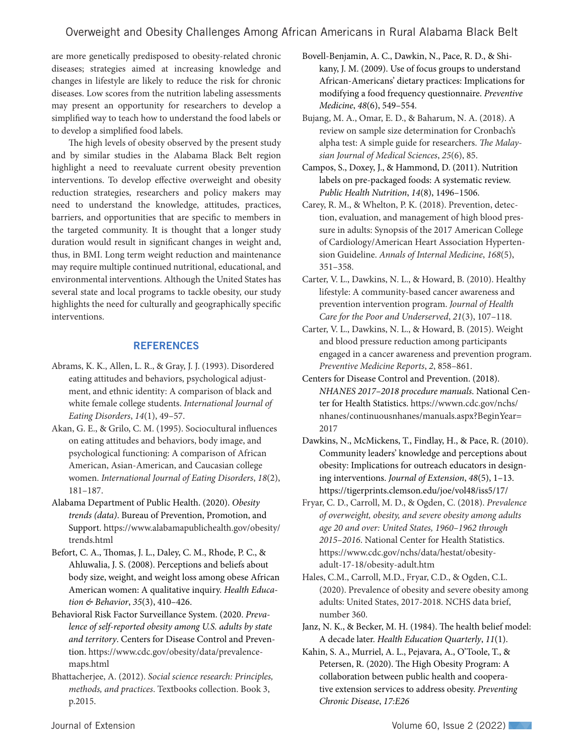are more genetically predisposed to obesity-related chronic diseases; strategies aimed at increasing knowledge and changes in lifestyle are likely to reduce the risk for chronic diseases. Low scores from the nutrition labeling assessments may present an opportunity for researchers to develop a simplified way to teach how to understand the food labels or to develop a simplified food labels.

The high levels of obesity observed by the present study and by similar studies in the Alabama Black Belt region highlight a need to reevaluate current obesity prevention interventions. To develop effective overweight and obesity reduction strategies, researchers and policy makers may need to understand the knowledge, attitudes, practices, barriers, and opportunities that are specific to members in the targeted community. It is thought that a longer study duration would result in significant changes in weight and, thus, in BMI. Long term weight reduction and maintenance may require multiple continued nutritional, educational, and environmental interventions. Although the United States has several state and local programs to tackle obesity, our study highlights the need for culturally and geographically specific interventions.

## REFERENCES

Abrams, K. K., Allen, L. R., & Gray, J. J. (1993). Disordered eating attitudes and behaviors, psychological adjustment, and ethnic identity: A comparison of black and white female college students. *International Journal of Eating Disorders*, *14*(1), 49–57.

Akan, G. E., & Grilo, C. M. (1995). Sociocultural influences on eating attitudes and behaviors, body image, and psychological functioning: A comparison of African American, Asian-American, and Caucasian college women. *International Journal of Eating Disorders*, *18*(2), 181–187.

Alabama Department of Public Health. (2020). *Obesity trends (data)*. Bureau of Prevention, Promotion, and Support. https://www.alabamapublichealth.gov/obesity/trends.html

Befort, C. A., Thomas, J. L., Daley, C. M., Rhode, P. C., & Ahluwalia, J. S. (2008). Perceptions and beliefs about body size, weight, and weight loss among obese African American women: A qualitative inquiry. *Health Education & Behavior*, *35*(3), 410–426.

Behavioral Risk Factor Surveillance System. (2020. *Prevalence of self-reported obesity among U.S. adults by state and territory*. Centers for Disease Control and Prevention. https://www.cdc.gov/obesity/data/prevalence-maps.html

Bhattacherjee, A. (2012). *Social science research: Principles, methods, and practices*. Textbooks collection. Book 3, p.2015.

Bovell-Benjamin, A. C., Dawkin, N., Pace, R. D., & Shikany, J. M. (2009). Use of focus groups to understand African-Americans' dietary practices: Implications for modifying a food frequency questionnaire. *Preventive Medicine*, *48*(6), 549–554.

Bujang, M. A., Omar, E. D., & Baharum, N. A. (2018). A review on sample size determination for Cronbach's alpha test: A simple guide for researchers. *The Malaysian Journal of Medical Sciences*, *25*(6), 85.

Campos, S., Doxey, J., & Hammond, D. (2011). Nutrition labels on pre-packaged foods: A systematic review. *Public Health Nutrition*, *14*(8), 1496–1506.

Carey, R. M., & Whelton, P. K. (2018). Prevention, detection, evaluation, and management of high blood pressure in adults: Synopsis of the 2017 American College of Cardiology/American Heart Association Hypertension Guideline. *Annals of Internal Medicine*, *168*(5), 351–358.

Carter, V. L., Dawkins, N. L., & Howard, B. (2010). Healthy lifestyle: A community-based cancer awareness and prevention intervention program. *Journal of Health Care for the Poor and Underserved*, *21*(3), 107–118.

Carter, V. L., Dawkins, N. L., & Howard, B. (2015). Weight and blood pressure reduction among participants engaged in a cancer awareness and prevention program. *Preventive Medicine Reports*, *2*, 858–861.

Centers for Disease Control and Prevention. (2018). *NHANES 2017–2018 procedure manuals*. National Center for Health Statistics. https://wwwn.cdc.gov/nchs/nhanes/continuousnhanes/manuals.aspx?BeginYear=2017

Dawkins, N., McMickens, T., Findlay, H., & Pace, R. (2010). Community leaders' knowledge and perceptions about obesity: Implications for outreach educators in designing interventions. *Journal of Extension*, *48*(5), 1–13. https://tigerprints.clemson.edu/joe/vol48/iss5/17/

Fryar, C. D., Carroll, M. D., & Ogden, C. (2018). *Prevalence of overweight, obesity, and severe obesity among adults age 20 and over: United States, 1960–1962 through 2015–2016*. National Center for Health Statistics. https://www.cdc.gov/nchs/data/hestat/obesity-adult-17-18/obesity-adult.htm

Hales, C.M., Carroll, M.D., Fryar, C.D., & Ogden, C.L. (2020). Prevalence of obesity and severe obesity among adults: United States, 2017-2018. NCHS data brief, number 360.

Janz, N. K., & Becker, M. H. (1984). The health belief model: A decade later. *Health Education Quarterly*, *11*(1).

Kahin, S. A., Murriel, A. L., Pejavara, A., O'Toole, T., & Petersen, R. (2020). The High Obesity Program: A collaboration between public health and cooperative extension services to address obesity. *Preventing Chronic Disease*, *17:E26*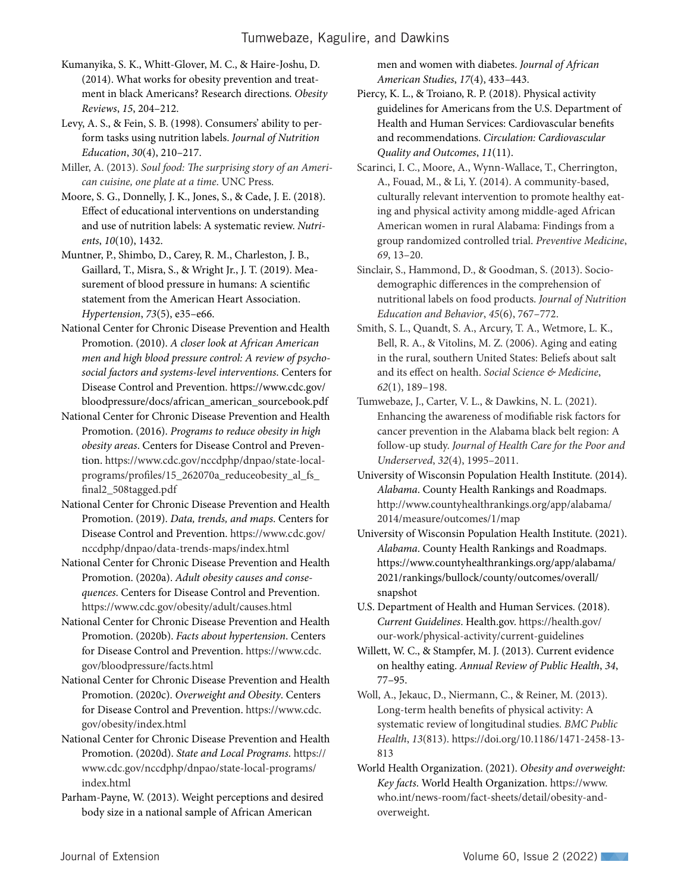Kumanyika, S. K., Whitt-Glover, M. C., & Haire-Joshu, D. (2014). What works for obesity prevention and treatment in black Americans? Research directions. *Obesity Reviews*, *15*, 204–212.

Levy, A. S., & Fein, S. B. (1998). Consumers' ability to perform tasks using nutrition labels. *Journal of Nutrition Education*, *30*(4), 210–217.

Miller, A. (2013). *Soul food: The surprising story of an American cuisine, one plate at a time*. UNC Press.

Moore, S. G., Donnelly, J. K., Jones, S., & Cade, J. E. (2018). Effect of educational interventions on understanding and use of nutrition labels: A systematic review. *Nutrients*, *10*(10), 1432.

Muntner, P., Shimbo, D., Carey, R. M., Charleston, J. B., Gaillard, T., Misra, S., & Wright Jr., J. T. (2019). Measurement of blood pressure in humans: A scientific statement from the American Heart Association. *Hypertension*, *73*(5), e35–e66.

National Center for Chronic Disease Prevention and Health Promotion. (2010). *A closer look at African American men and high blood pressure control: A review of psychosocial factors and systems-level interventions*. Centers for Disease Control and Prevention. https://www.cdc.gov/bloodpressure/docs/african_american_sourcebook.pdf

National Center for Chronic Disease Prevention and Health Promotion. (2016). *Programs to reduce obesity in high obesity areas*. Centers for Disease Control and Prevention. https://www.cdc.gov/nccdphp/dnpao/state-local-programs/profiles/15_262070a_reduceobesity_al_fs_final2_508tagged.pdf

National Center for Chronic Disease Prevention and Health Promotion. (2019). *Data, trends, and maps*. Centers for Disease Control and Prevention. https://www.cdc.gov/nccdphp/dnpao/data-trends-maps/index.html

National Center for Chronic Disease Prevention and Health Promotion. (2020a). *Adult obesity causes and consequences*. Centers for Disease Control and Prevention. https://www.cdc.gov/obesity/adult/causes.html

National Center for Chronic Disease Prevention and Health Promotion. (2020b). *Facts about hypertension*. Centers for Disease Control and Prevention. https://www.cdc.gov/bloodpressure/facts.html

National Center for Chronic Disease Prevention and Health Promotion. (2020c). *Overweight and Obesity*. Centers for Disease Control and Prevention. https://www.cdc.gov/obesity/index.html

National Center for Chronic Disease Prevention and Health Promotion. (2020d). *State and Local Programs*. https://www.cdc.gov/nccdphp/dnpao/state-local-programs/index.html

Parham-Payne, W. (2013). Weight perceptions and desired body size in a national sample of African American men and women with diabetes. *Journal of African American Studies*, *17*(4), 433–443.

Piercy, K. L., & Troiano, R. P. (2018). Physical activity guidelines for Americans from the U.S. Department of Health and Human Services: Cardiovascular benefits and recommendations. *Circulation: Cardiovascular Quality and Outcomes*, *11*(11).

Scarinci, I. C., Moore, A., Wynn-Wallace, T., Cherrington, A., Fouad, M., & Li, Y. (2014). A community-based, culturally relevant intervention to promote healthy eating and physical activity among middle-aged African American women in rural Alabama: Findings from a group randomized controlled trial. *Preventive Medicine*, *69*, 13–20.

Sinclair, S., Hammond, D., & Goodman, S. (2013). Sociodemographic differences in the comprehension of nutritional labels on food products. *Journal of Nutrition Education and Behavior*, *45*(6), 767–772.

Smith, S. L., Quandt, S. A., Arcury, T. A., Wetmore, L. K., Bell, R. A., & Vitolins, M. Z. (2006). Aging and eating in the rural, southern United States: Beliefs about salt and its effect on health. *Social Science & Medicine*, *62*(1), 189–198.

Tumwebaze, J., Carter, V. L., & Dawkins, N. L. (2021). Enhancing the awareness of modifiable risk factors for cancer prevention in the Alabama black belt region: A follow-up study. *Journal of Health Care for the Poor and Underserved*, *32*(4), 1995–2011.

University of Wisconsin Population Health Institute. (2014). *Alabama*. County Health Rankings and Roadmaps. http://www.countyhealthrankings.org/app/alabama/2014/measure/outcomes/1/map

University of Wisconsin Population Health Institute. (2021). *Alabama*. County Health Rankings and Roadmaps. https://www.countyhealthrankings.org/app/alabama/2021/rankings/bullock/county/outcomes/overall/snapshot

U.S. Department of Health and Human Services. (2018). *Current Guidelines*. Health.gov. https://health.gov/our-work/physical-activity/current-guidelines

Willett, W. C., & Stampfer, M. J. (2013). Current evidence on healthy eating. *Annual Review of Public Health*, *34*, 77–95.

Woll, A., Jekauc, D., Niermann, C., & Reiner, M. (2013). Long-term health benefits of physical activity: A systematic review of longitudinal studies. *BMC Public Health*, *13*(813). https://doi.org/10.1186/1471-2458-13-813

World Health Organization. (2021). *Obesity and overweight: Key facts*. World Health Organization. https://www.who.int/news-room/fact-sheets/detail/obesity-and-overweight.